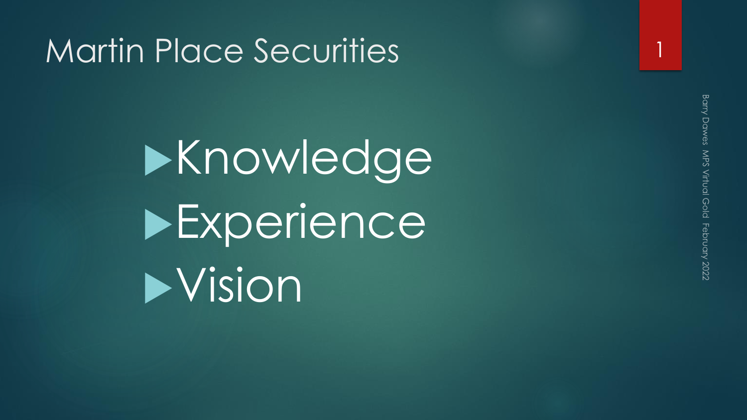# Martin Place Securities

- Knowledge
- Experience
- Vision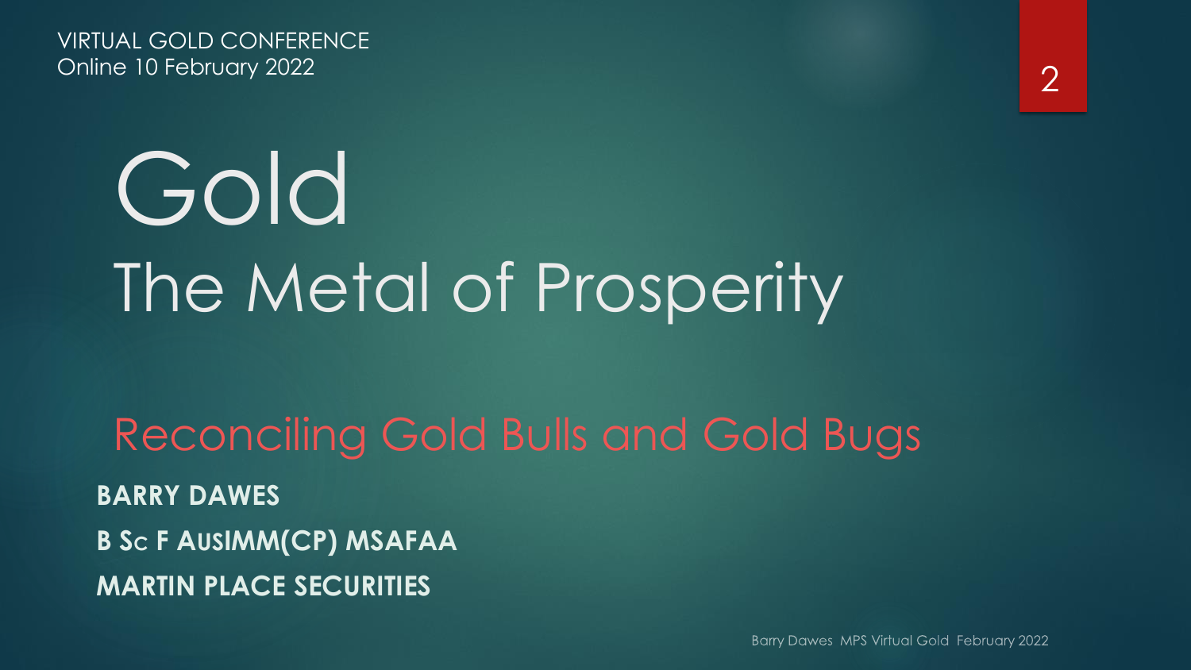VIRTUAL GOLD CONFERENCE
Online 10 February 2022

# Gold
## The Metal of Prosperity

### Reconciling Gold Bulls and Gold Bugs

**BARRY DAWES**

**B Sc F AusIMM(CP) MSAFAA**

**MARTIN PLACE SECURITIES**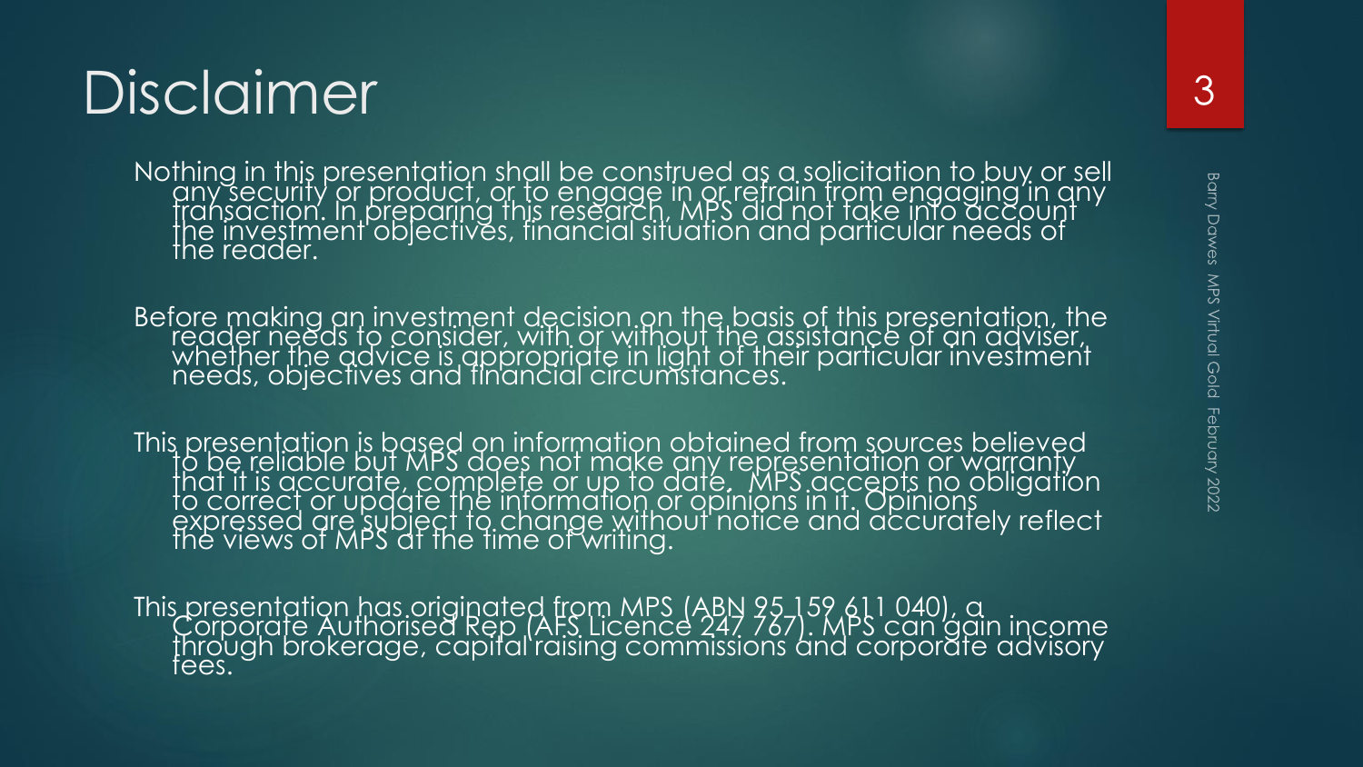# Disclaimer

Nothing in this presentation shall be construed as a solicitation to buy or sell any security or product, or to engage in or refrain from engaging in any transaction. In preparing this research, MPS did not take into account the investment objectives, financial situation and particular needs of the reader.

Before making an investment decision on the basis of this presentation, the reader needs to consider, with or without the assistance of an adviser, whether the advice is appropriate in light of their particular investment needs, objectives and financial circumstances.

This presentation is based on information obtained from sources believed to be reliable but MPS does not make any representation or warranty that it is accurate, complete or up to date. MPS accepts no obligation to correct or update the information or opinions in it. Opinions expressed are subject to change without notice and accurately reflect the views of MPS at the time of writing.

This presentation has originated from MPS (ABN 95 159 611 040), a Corporate Authorised Rep (AFS Licence 247 767). MPS can gain income through brokerage, capital raising commissions and corporate advisory fees.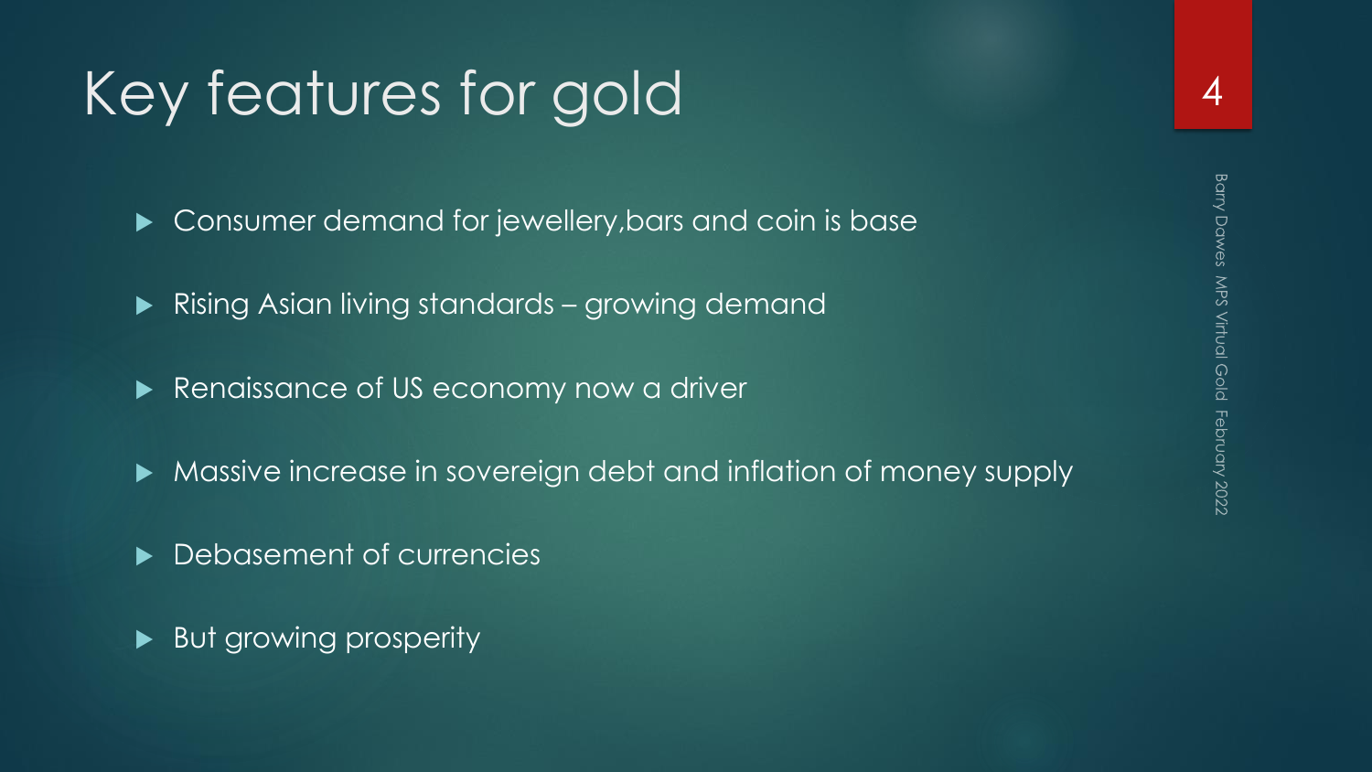# Key features for gold

- Consumer demand for jewellery,bars and coin is base
- Rising Asian living standards – growing demand
- Renaissance of US economy now a driver
- Massive increase in sovereign debt and inflation of money supply
- Debasement of currencies
- But growing prosperity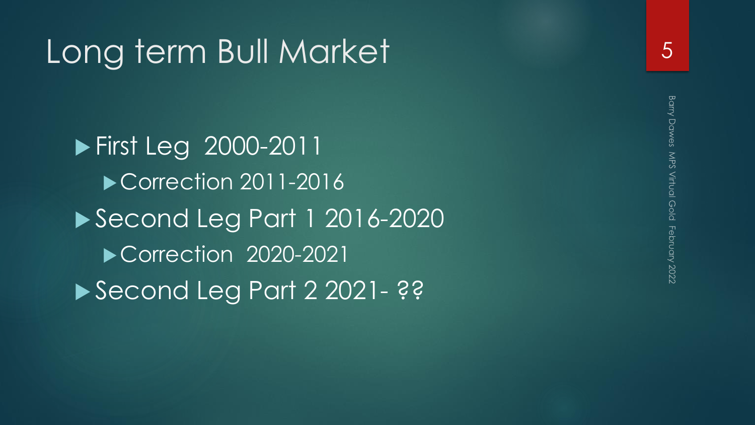# Long term Bull Market

- First Leg 2000-2011
  - Correction 2011-2016
- Second Leg Part 1 2016-2020
  - Correction 2020-2021
- Second Leg Part 2 2021- ??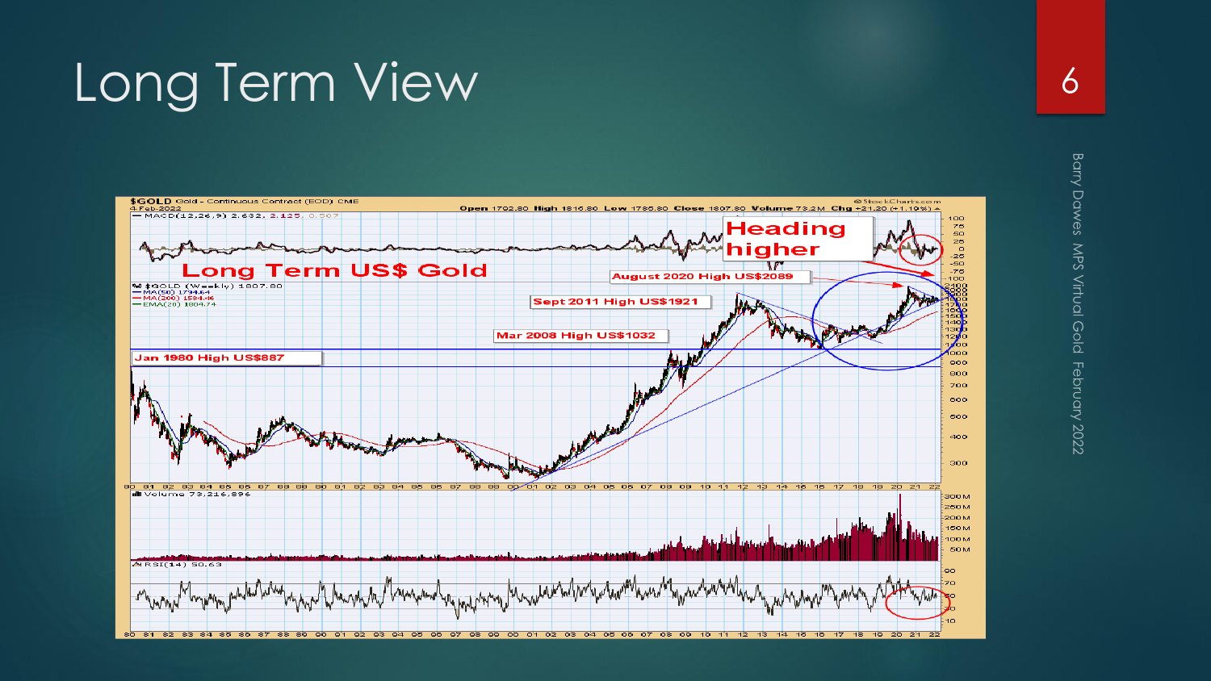# Long Term View

$GOLD Gold - Continuous Contract (EOD) CME
4-Feb-2022
Open 1792.80 High 1816.80 Low 1785.80 Close 1807.80 Volume 73.2M Chg +21.20 (+1.19%)

Long Term US$ Gold

Heading higher

August 2020 High US$2089

Sept 2011 High US$1921

Mar 2008 High US$1032

Jan 1980 High US$887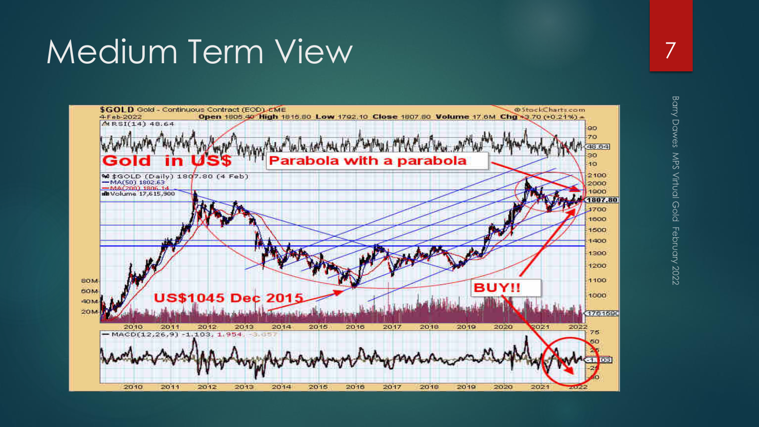# Medium Term View

$GOLD Gold - Continuous Contract (EOD) CME

4-Feb-2022 Open 1805.40 High 1815.80 Low 1792.10 Close 1807.80 Volume 17.6M Chg +3.70 (+0.21%)

RSI(14) 48.64

Gold in US$

Parabola with a parabola

$GOLD (Daily) 1807.80 (4 Feb)

MA(50) 1802.63

MA(200) 1806.14

Volume 17,615,900

US$1045 Dec 2015

BUY!!

MACD(12,26,9) -1.103, 1.954, -3.057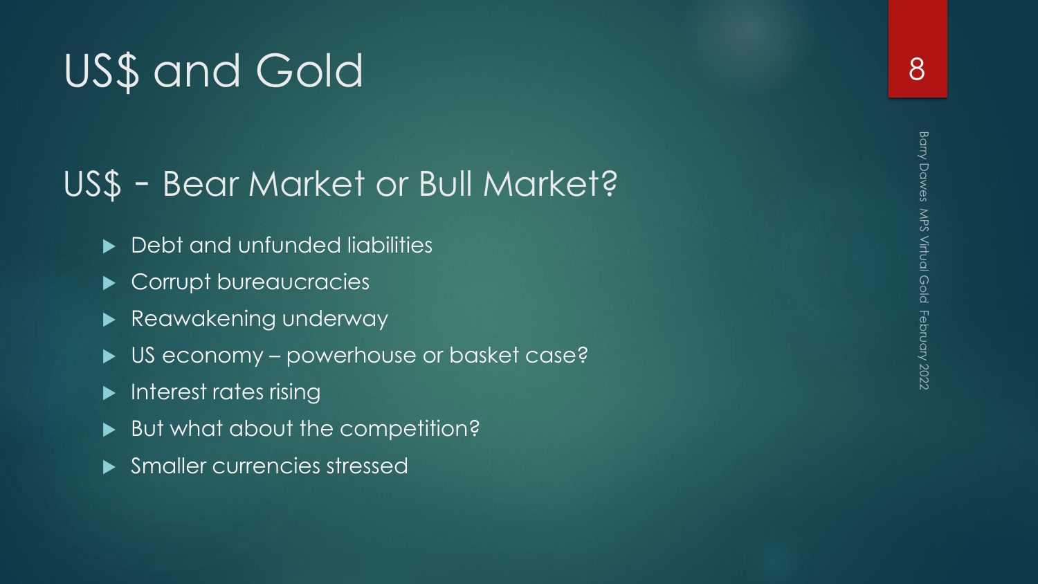# US$ and Gold

## US$ - Bear Market or Bull Market?

- Debt and unfunded liabilities
- Corrupt bureaucracies
- Reawakening underway
- US economy – powerhouse or basket case?
- Interest rates rising
- But what about the competition?
- Smaller currencies stressed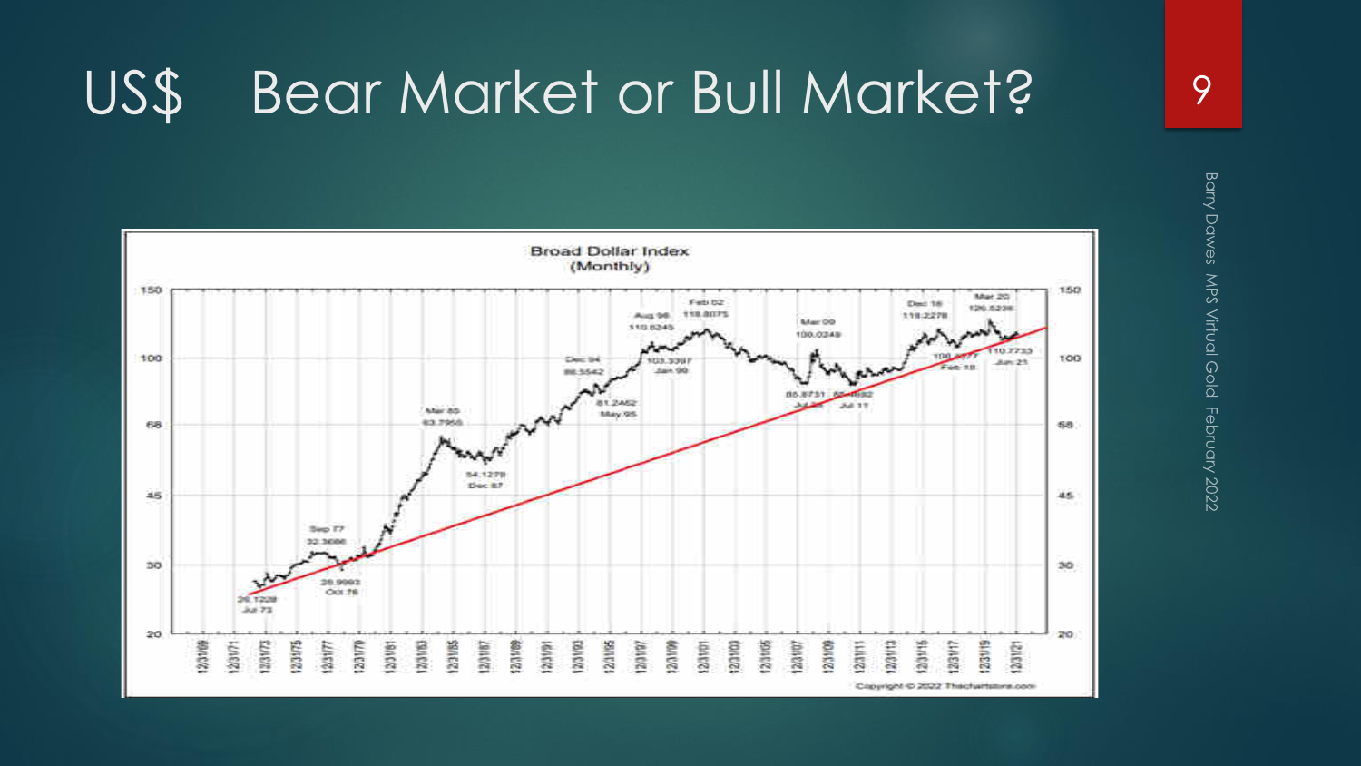# US$ Bear Market or Bull Market?

**Broad Dollar Index (Monthly)**

Jul 73: 26.1228
Sep 77: 32.3686
Oct 78: 28.9993
Mar 85: 63.7955
Dec 87: 54.1279
Dec 94: 86.5542
May 95: 81.2462
Aug 98: 110.6245
Jan 99: 103.3397
Feb 02: 118.8075
Mar 09: 106.0249
Jul 08: 85.8731
Jul 11: 85.4892
Dec 16: 119.2278
Feb 18: 108.4377
Mar 20: 126.5238
Jun 21: 110.7733

Copyright © 2022 Thechartstore.com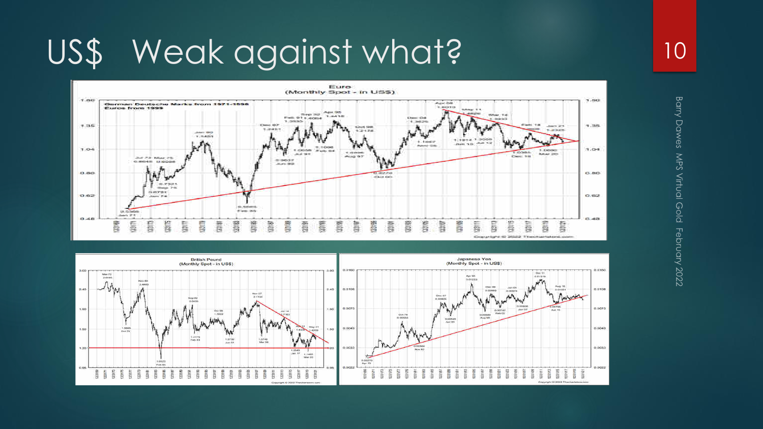# US$ Weak against what?

**Euro**
(Monthly Spot - in US$)

German Deutsche Marks from 1971-1998
Euros from 1999

Copyright © 2022 Thechartstore.com

**British Pound**
(Monthly Spot - in US$)

Copyright © 2022 Thechartstore.com

**Japanese Yen**
(Monthly Spot - in US$)

Copyright © 2022 Thechartstore.com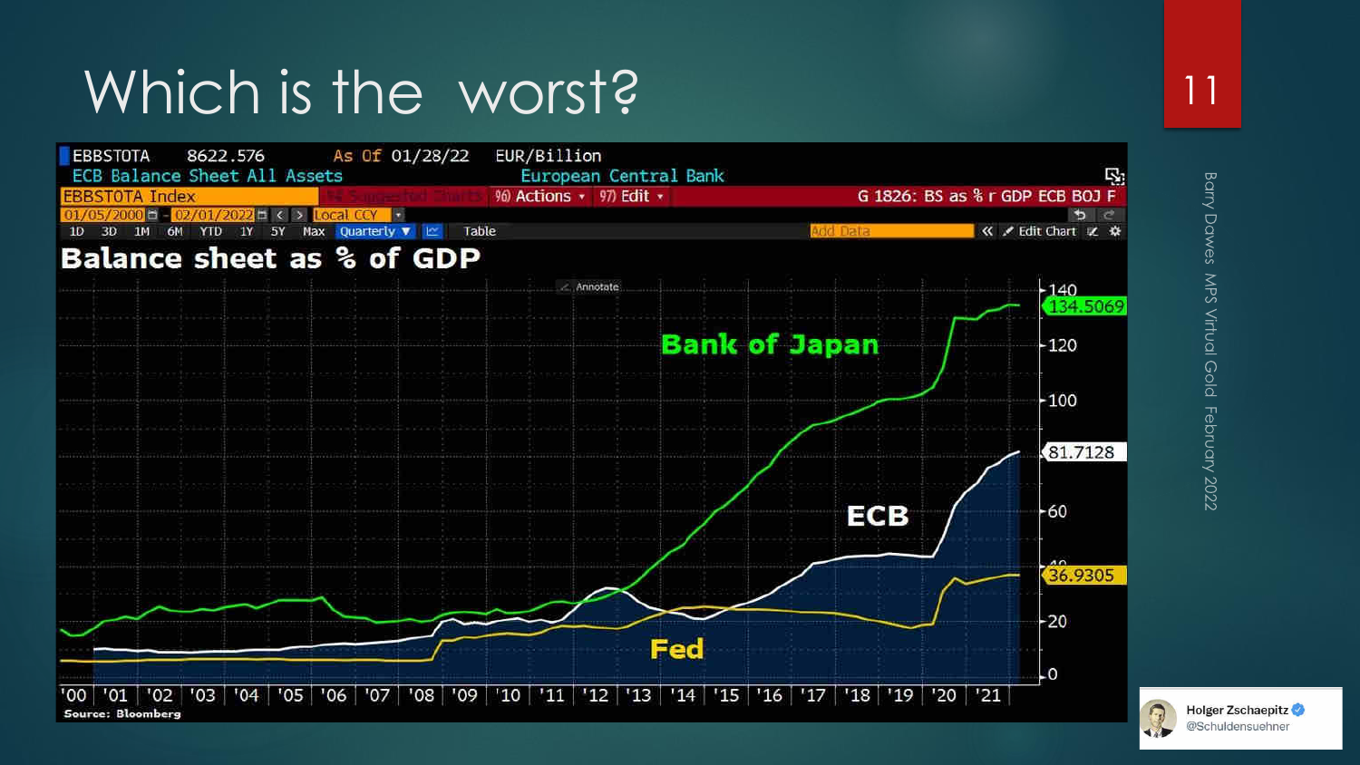# Which is the worst?

EBBSTOTA 8622.576 As Of 01/28/22 EUR/Billion

ECB Balance Sheet All Assets — European Central Bank

G 1826: BS as % r GDP ECB BOJ F

**Balance sheet as % of GDP**

Bank of Japan — 134.5069

ECB — 81.7128

Fed — 36.9305

'00 '01 '02 '03 '04 '05 '06 '07 '08 '09 '10 '11 '12 '13 '14 '15 '16 '17 '18 '19 '20 '21

Source: Bloomberg

Holger Zschaepitz @Schuldensuehner

Barry Dawes MPS Virtual Gold February 2022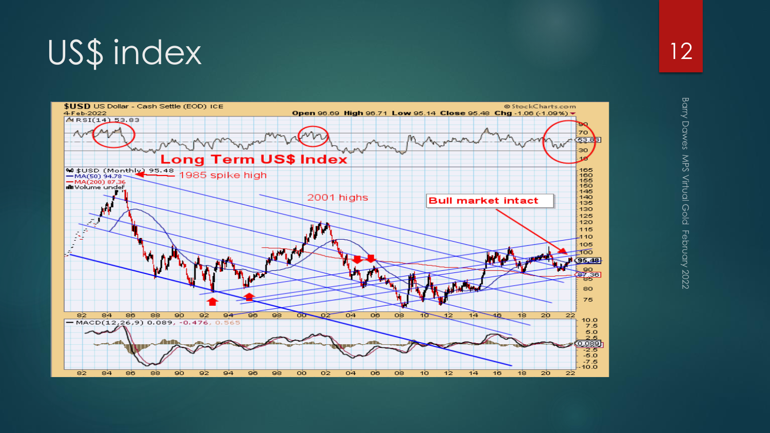# US$ index

$USD US Dollar - Cash Settle (EOD) ICE
4-Feb-2022

Open 96.69 High 96.71 Low 95.14 Close 95.48 Chg -1.06 (-1.09%)

RSI(14) 53.83

Long Term US$ Index

$USD (Monthly) 95.48
MA(50) 94.78
MA(200) 87.36
Volume undef

1985 spike high

2001 highs

Bull market intact

MACD(12,26,9) 0.089, -0.476, 0.565

Barry Dawes MPS Virtual Gold February 2022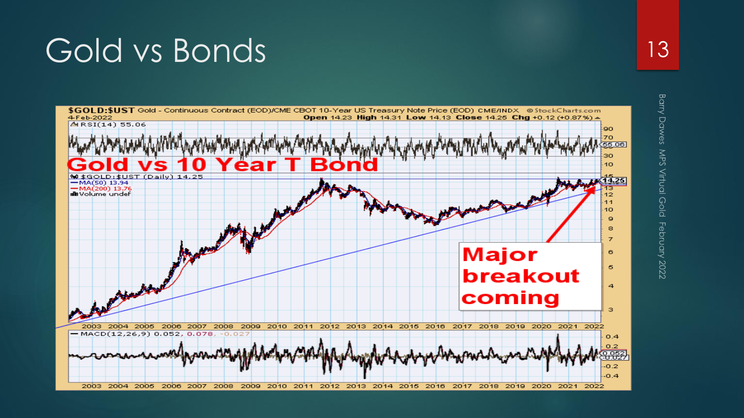# Gold vs Bonds

$GOLD:$UST Gold - Continuous Contract (EOD)/CME CBOT 10-Year US Treasury Note Price (EOD) CME/INDX © StockCharts.com
4-Feb-2022 Open 14.23 High 14.31 Low 14.13 Close 14.25 Chg +0.12 (+0.87%)

RSI(14) 55.06

**Gold vs 10 Year T Bond**

$GOLD:$UST (Daily) 14.25
MA(50) 13.94
MA(200) 13.76
Volume undef

**Major breakout coming**

MACD(12,26,9) 0.052, 0.078, -0.027

Barry Dawes MPS Virtual Gold February 2022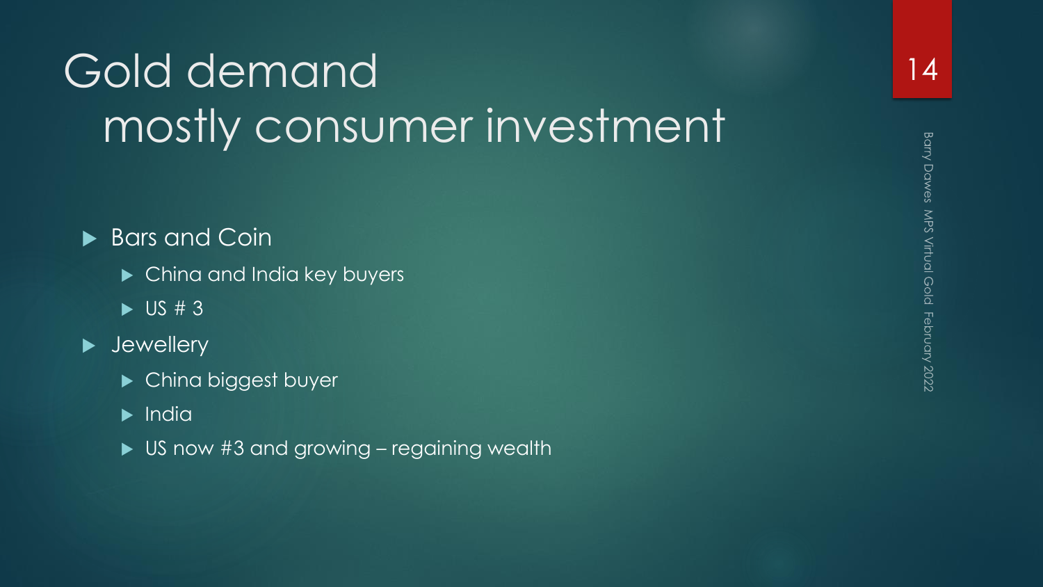# Gold demand mostly consumer investment

- Bars and Coin
  - China and India key buyers
  - US # 3
- Jewellery
  - China biggest buyer
  - India
  - US now #3 and growing – regaining wealth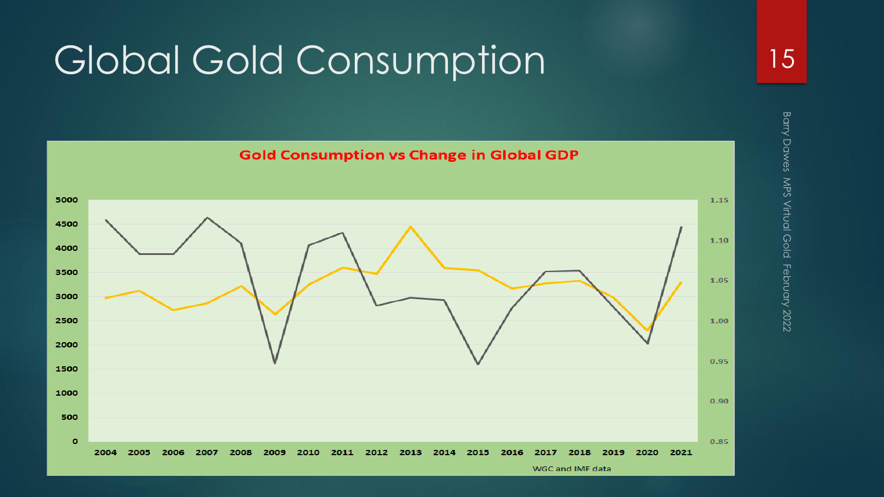# Global Gold Consumption

**Gold Consumption vs Change in Global GDP**

WGC and IMF data

Barry Dawes MPS Virtual Gold February 2022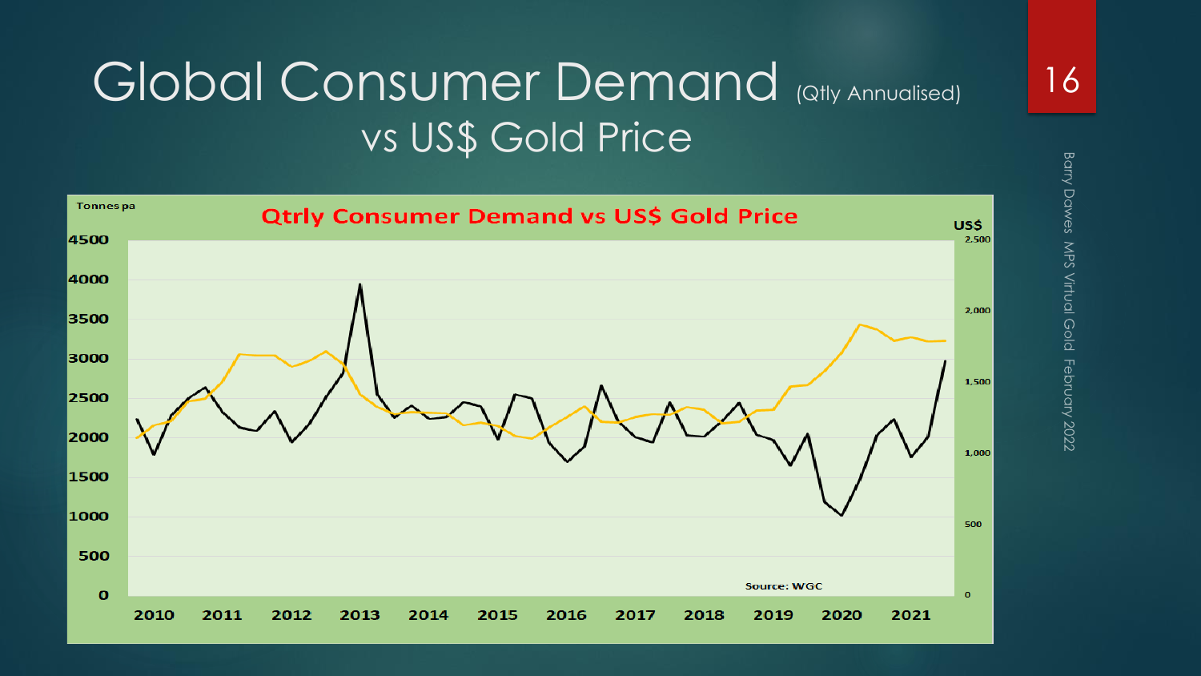# Global Consumer Demand (Qtly Annualised) vs US$ Gold Price

**Qtrly Consumer Demand vs US$ Gold Price**

Tonnes pa

US$

Source: WGC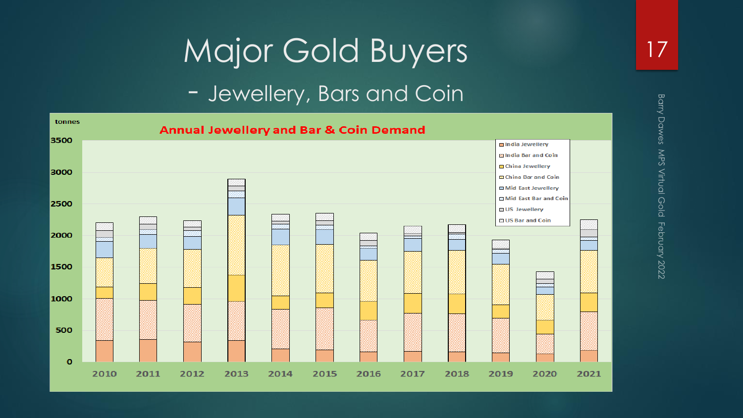# Major Gold Buyers

## - Jewellery, Bars and Coin

**Annual Jewellery and Bar & Coin Demand**

tonnes

- India Jewellery
- India Bar and Coin
- China Jewellery
- China Bar and Coin
- Mid East Jewellery
- Mid East Bar and Coin
- US Jewellery
- US Bar and Coin

2010 2011 2012 2013 2014 2015 2016 2017 2018 2019 2020 2021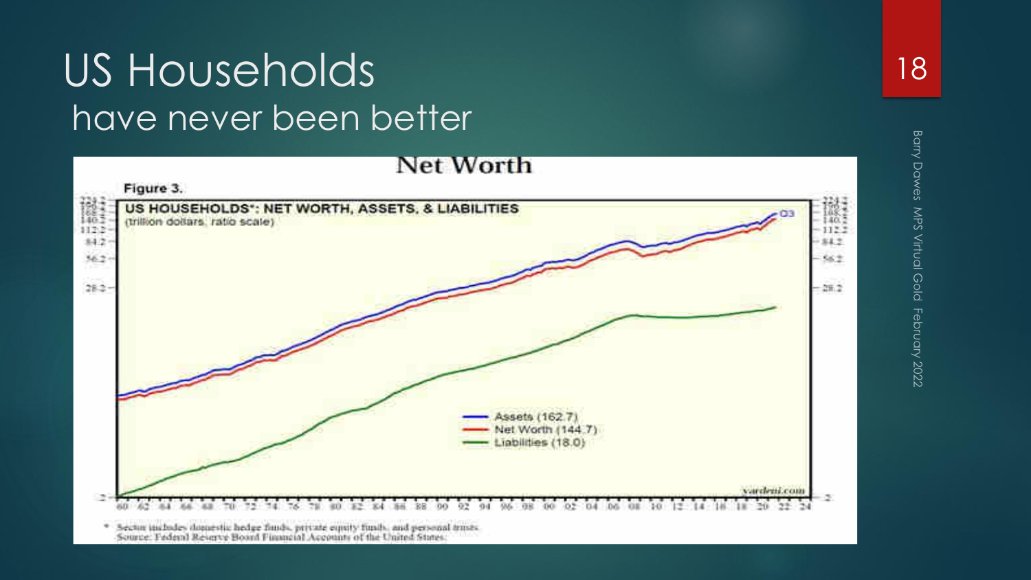# US Households

## have never been better

**Net Worth**

Figure 3.

**US HOUSEHOLDS*: NET WORTH, ASSETS, & LIABILITIES**
(trillion dollars, ratio scale)

- Assets (162.7)
- Net Worth (144.7)
- Liabilities (18.0)

yardeni.com

\* Sector includes domestic hedge funds, private equity funds, and personal trusts.
Source: Federal Reserve Board Financial Accounts of the United States.

Barry Dawes MPS Virtual Gold February 2022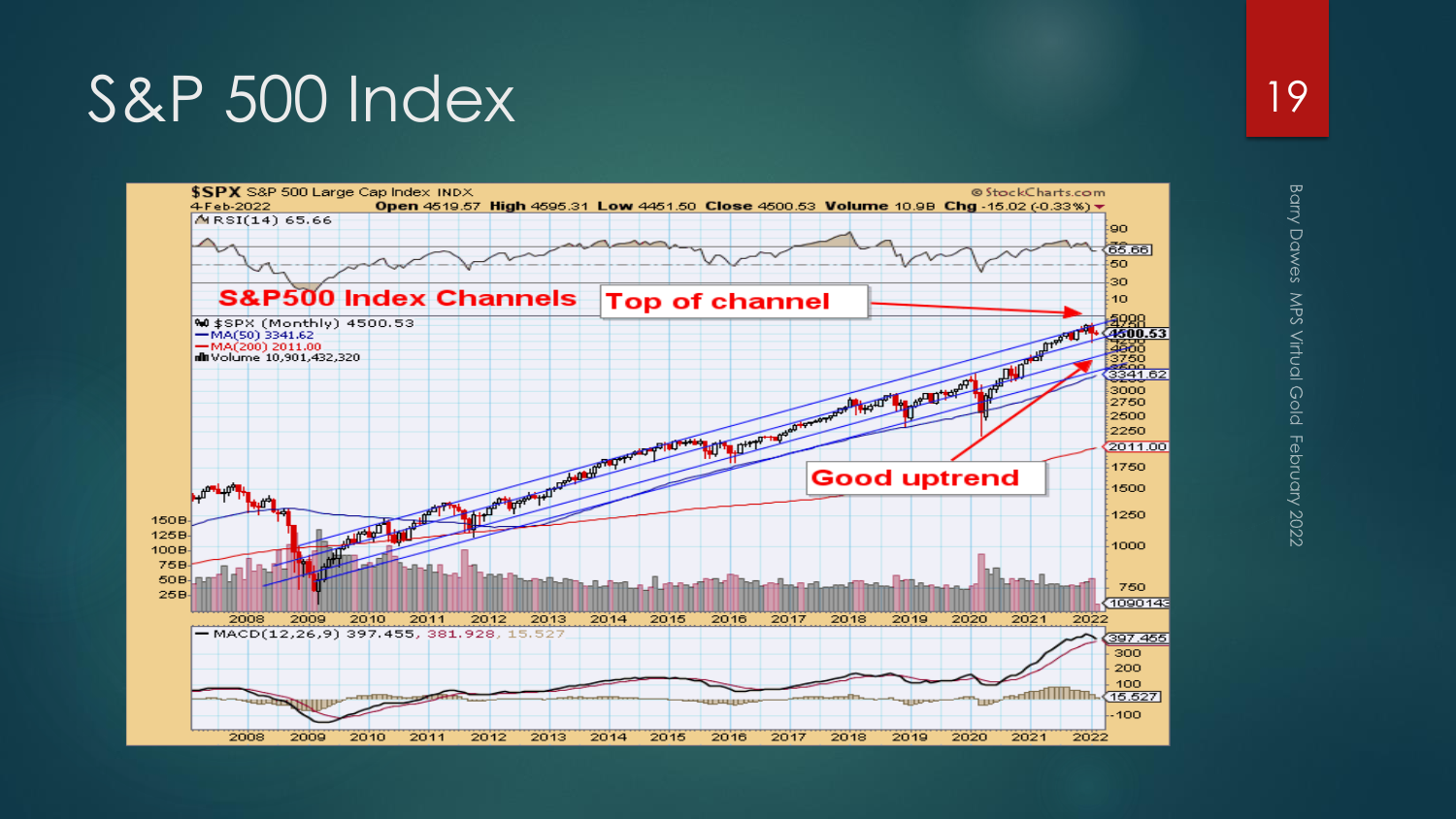# S&P 500 Index

$SPX S&P 500 Large Cap Index INDX
4-Feb-2022 Open 4519.57 High 4595.31 Low 4451.50 Close 4500.53 Volume 10.9B Chg -15.02 (-0.33%)

RSI(14) 65.66

S&P500 Index Channels

Top of channel

$SPX (Monthly) 4500.53
MA(50) 3341.62
MA(200) 2011.00
Volume 10,901,432,320

Good uptrend

MACD(12,26,9) 397.455, 381.928, 15.527

©StockCharts.com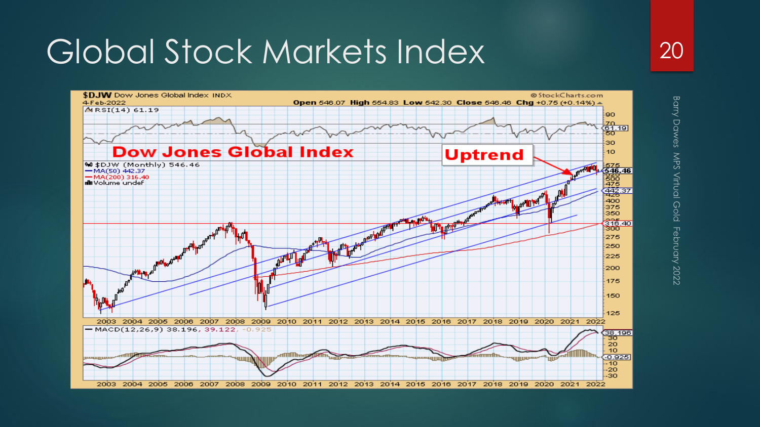# Global Stock Markets Index

$DJW Dow Jones Global Index INDX
4-Feb-2022
Open 546.07 High 554.83 Low 542.30 Close 546.46 Chg +0.75 (+0.14%)

RSI(14) 61.19

**Dow Jones Global Index**

**Uptrend**

$DJW (Monthly) 546.46
MA(50) 442.37
MA(200) 316.40
Volume undef

MACD(12,26,9) 38.196, 39.122, -0.925

Barry Dawes MPS Virtual Gold February 2022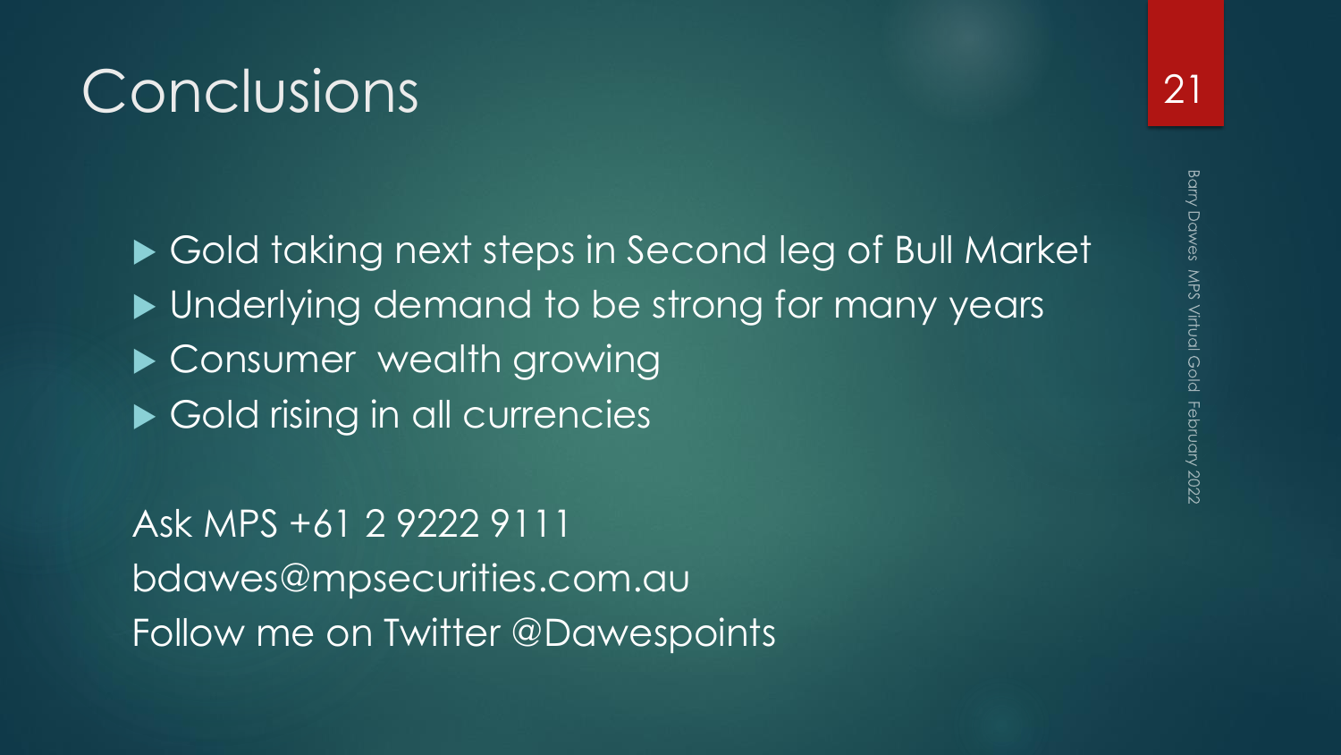# Conclusions

- Gold taking next steps in Second leg of Bull Market
- Underlying demand to be strong for many years
- Consumer wealth growing
- Gold rising in all currencies

Ask MPS +61 2 9222 9111
bdawes@mpsecurities.com.au
Follow me on Twitter @Dawespoints